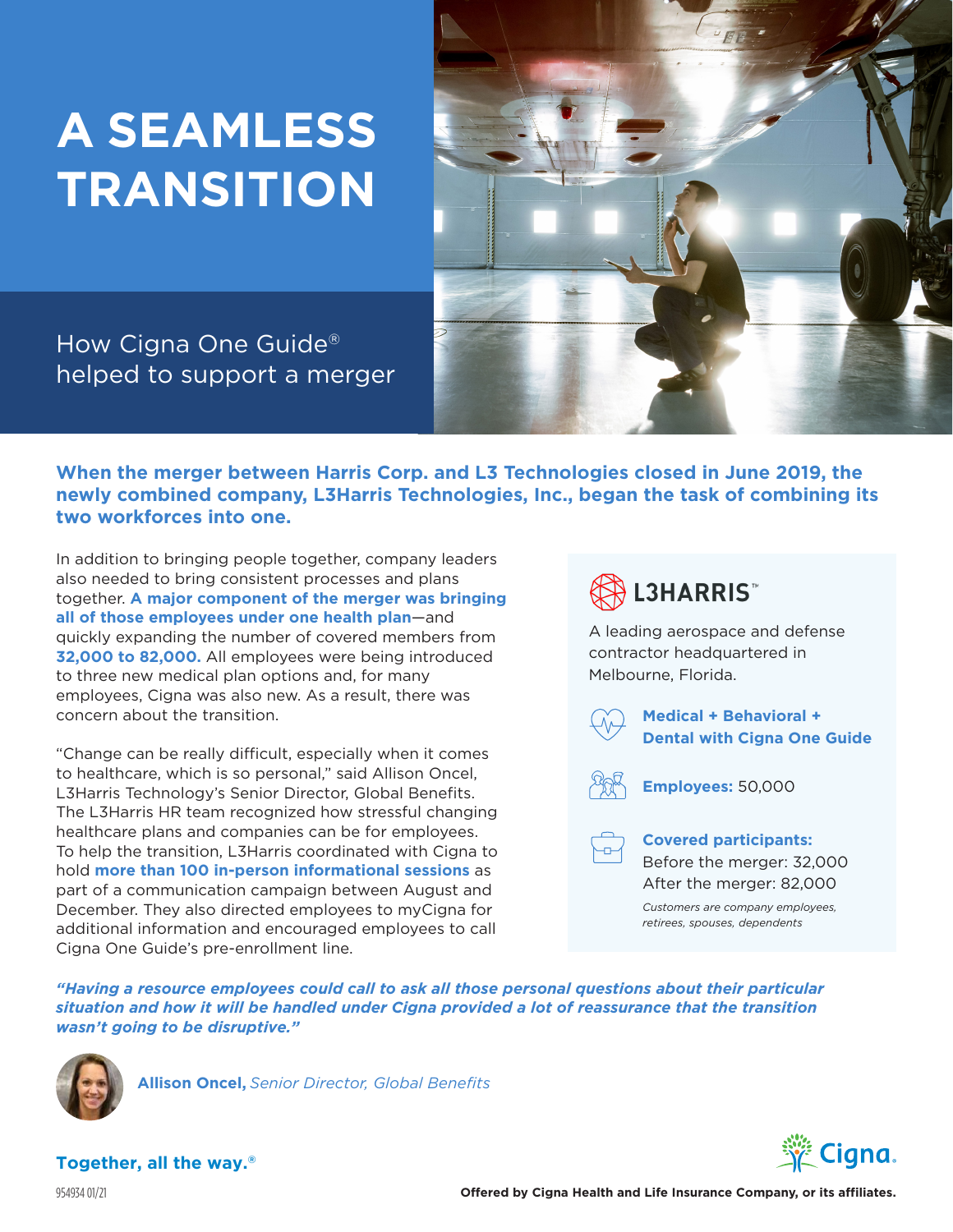# A SEAMLESS TRANSITION

## How Cigna One Guide® helped to support a merger

**When the merger between Harris Corp. and L3 Technologies closed in June 2019, the newly combined company, L3Harris Technologies, Inc., began the task of combining its two workforces into one.**

In addition to bringing people together, company leaders also needed to bring consistent processes and plans together. **A major component of the merger was bringing all of those employees under one health plan**—and quickly expanding the number of covered members from **32,000 to 82,000.** All employees were being introduced to three new medical plan options and, for many employees, Cigna was also new. As a result, there was concern about the transition.

"Change can be really difficult, especially when it comes to healthcare, which is so personal," said Allison Oncel, L3Harris Technology's Senior Director, Global Benefits. The L3Harris HR team recognized how stressful changing healthcare plans and companies can be for employees. To help the transition, L3Harris coordinated with Cigna to hold **more than 100 in-person informational sessions** as part of a communication campaign between August and December. They also directed employees to myCigna for additional information and encouraged employees to call Cigna One Guide's pre-enrollment line.

**L3HARRIS™**

A leading aerospace and defense contractor headquartered in Melbourne, Florida.

**Medical + Behavioral + Dental with Cigna One Guide**

**Employees:** 50,000

**Covered participants:**
Before the merger: 32,000
After the merger: 82,000

*Customers are company employees, retirees, spouses, dependents*

***"Having a resource employees could call to ask all those personal questions about their particular situation and how it will be handled under Cigna provided a lot of reassurance that the transition wasn't going to be disruptive."***

**Allison Oncel,** *Senior Director, Global Benefits*

**Together, all the way.®**

Cigna.

954934 01/21

**Offered by Cigna Health and Life Insurance Company, or its affiliates.**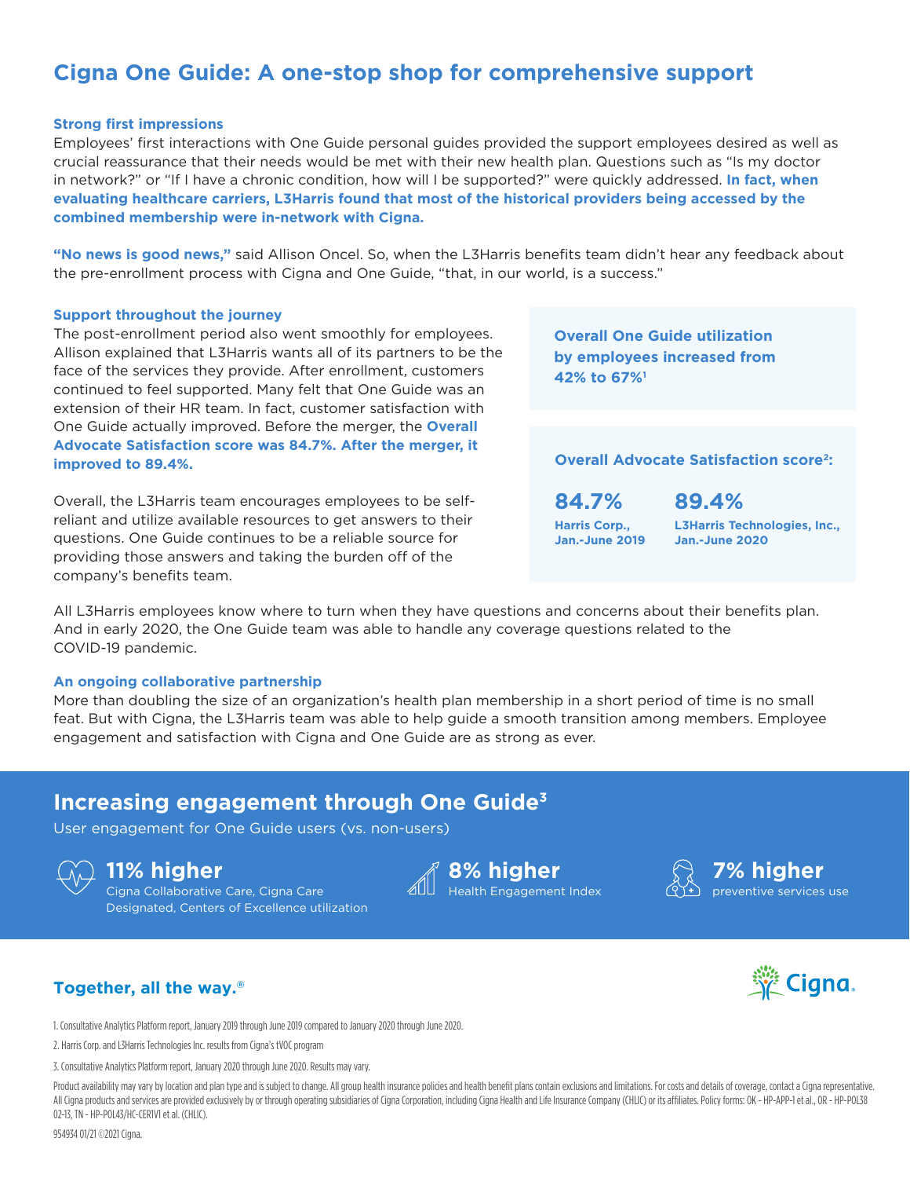# Cigna One Guide: A one-stop shop for comprehensive support

### Strong first impressions

Employees' first interactions with One Guide personal guides provided the support employees desired as well as crucial reassurance that their needs would be met with their new health plan. Questions such as "Is my doctor in network?" or "If I have a chronic condition, how will I be supported?" were quickly addressed. **In fact, when evaluating healthcare carriers, L3Harris found that most of the historical providers being accessed by the combined membership were in-network with Cigna.**

**"No news is good news,"** said Allison Oncel. So, when the L3Harris benefits team didn't hear any feedback about the pre-enrollment process with Cigna and One Guide, "that, in our world, is a success."

### Support throughout the journey

The post-enrollment period also went smoothly for employees. Allison explained that L3Harris wants all of its partners to be the face of the services they provide. After enrollment, customers continued to feel supported. Many felt that One Guide was an extension of their HR team. In fact, customer satisfaction with One Guide actually improved. Before the merger, the **Overall Advocate Satisfaction score was 84.7%. After the merger, it improved to 89.4%.**

Overall, the L3Harris team encourages employees to be self-reliant and utilize available resources to get answers to their questions. One Guide continues to be a reliable source for providing those answers and taking the burden off of the company's benefits team.

**Overall One Guide utilization by employees increased from 42% to 67%[1]**

**Overall Advocate Satisfaction score[2]:**

**84.7%**
**Harris Corp., Jan.-June 2019**

**89.4%**
**L3Harris Technologies, Inc., Jan.-June 2020**

All L3Harris employees know where to turn when they have questions and concerns about their benefits plan. And in early 2020, the One Guide team was able to handle any coverage questions related to the COVID-19 pandemic.

### An ongoing collaborative partnership

More than doubling the size of an organization's health plan membership in a short period of time is no small feat. But with Cigna, the L3Harris team was able to help guide a smooth transition among members. Employee engagement and satisfaction with Cigna and One Guide are as strong as ever.

## Increasing engagement through One Guide[3]

User engagement for One Guide users (vs. non-users)

**11% higher**
Cigna Collaborative Care, Cigna Care Designated, Centers of Excellence utilization

**8% higher**
Health Engagement Index

**7% higher**
preventive services use

**Together, all the way.®**

1. Consultative Analytics Platform report, January 2019 through June 2019 compared to January 2020 through June 2020.

2. Harris Corp. and L3Harris Technologies Inc. results from Cigna's tVOC program

3. Consultative Analytics Platform report, January 2020 through June 2020. Results may vary.

Product availability may vary by location and plan type and is subject to change. All group health insurance policies and health benefit plans contain exclusions and limitations. For costs and details of coverage, contact a Cigna representative. All Cigna products and services are provided exclusively by or through operating subsidiaries of Cigna Corporation, including Cigna Health and Life Insurance Company (CHLIC) or its affiliates. Policy forms: OK - HP-APP-1 et al., OR - HP-POL38 02-13, TN - HP-POL43/HC-CER1V1 et al. (CHLIC).

954934 01/21 ©2021 Cigna.